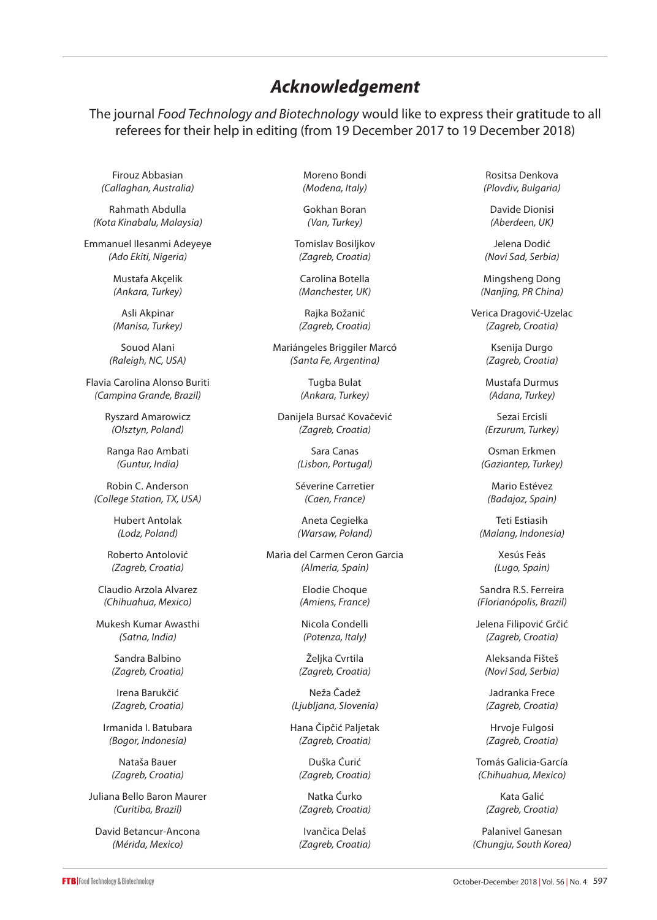# *Acknowledgement*

The journal *Food Technology and Biotechnology* would like to express their gratitude to all referees for their help in editing (from 19 December 2017 to 19 December 2018)

Firouz Abbasian
*(Callaghan, Australia)*

Rahmath Abdulla
*(Kota Kinabalu, Malaysia)*

Emmanuel Ilesanmi Adeyeye
*(Ado Ekiti, Nigeria)*

Mustafa Akçelik
*(Ankara, Turkey)*

Asli Akpinar
*(Manisa, Turkey)*

Souod Alani
*(Raleigh, NC, USA)*

Flavia Carolina Alonso Buriti
*(Campina Grande, Brazil)*

Ryszard Amarowicz
*(Olsztyn, Poland)*

Ranga Rao Ambati
*(Guntur, India)*

Robin C. Anderson
*(College Station, TX, USA)*

Hubert Antolak
*(Lodz, Poland)*

Roberto Antolović
*(Zagreb, Croatia)*

Claudio Arzola Alvarez
*(Chihuahua, Mexico)*

Mukesh Kumar Awasthi
*(Satna, India)*

Sandra Balbino
*(Zagreb, Croatia)*

Irena Barukčić
*(Zagreb, Croatia)*

Irmanida I. Batubara
*(Bogor, Indonesia)*

Nataša Bauer
*(Zagreb, Croatia)*

Juliana Bello Baron Maurer
*(Curitiba, Brazil)*

David Betancur-Ancona
*(Mérida, Mexico)*

Moreno Bondi
*(Modena, Italy)*

Gokhan Boran
*(Van, Turkey)*

Tomislav Bosiljkov
*(Zagreb, Croatia)*

Carolina Botella
*(Manchester, UK)*

Rajka Božanić
*(Zagreb, Croatia)*

Mariángeles Briggiler Marcó
*(Santa Fe, Argentina)*

Tugba Bulat
*(Ankara, Turkey)*

Danijela Bursać Kovačević
*(Zagreb, Croatia)*

Sara Canas
*(Lisbon, Portugal)*

Séverine Carretier
*(Caen, France)*

Aneta Cegiełka
*(Warsaw, Poland)*

Maria del Carmen Ceron Garcia
*(Almeria, Spain)*

Elodie Choque
*(Amiens, France)*

Nicola Condelli
*(Potenza, Italy)*

Željka Cvrtila
*(Zagreb, Croatia)*

Neža Čadež
*(Ljubljana, Slovenia)*

Hana Čipčić Paljetak
*(Zagreb, Croatia)*

Duška Ćurić
*(Zagreb, Croatia)*

Natka Ćurko
*(Zagreb, Croatia)*

Ivančica Delaš
*(Zagreb, Croatia)*

Rositsa Denkova
*(Plovdiv, Bulgaria)*

Davide Dionisi
*(Aberdeen, UK)*

Jelena Dodić
*(Novi Sad, Serbia)*

Mingsheng Dong
*(Nanjing, PR China)*

Verica Dragović-Uzelac
*(Zagreb, Croatia)*

Ksenija Durgo
*(Zagreb, Croatia)*

Mustafa Durmus
*(Adana, Turkey)*

Sezai Ercisli
*(Erzurum, Turkey)*

Osman Erkmen
*(Gaziantep, Turkey)*

Mario Estévez
*(Badajoz, Spain)*

Teti Estiasih
*(Malang, Indonesia)*

Xesús Feás
*(Lugo, Spain)*

Sandra R.S. Ferreira
*(Florianópolis, Brazil)*

Jelena Filipović Grčić
*(Zagreb, Croatia)*

Aleksanda Fišteš
*(Novi Sad, Serbia)*

Jadranka Frece
*(Zagreb, Croatia)*

Hrvoje Fulgosi
*(Zagreb, Croatia)*

Tomás Galicia-García
*(Chihuahua, Mexico)*

Kata Galić
*(Zagreb, Croatia)*

Palanivel Ganesan
*(Chungju, South Korea)*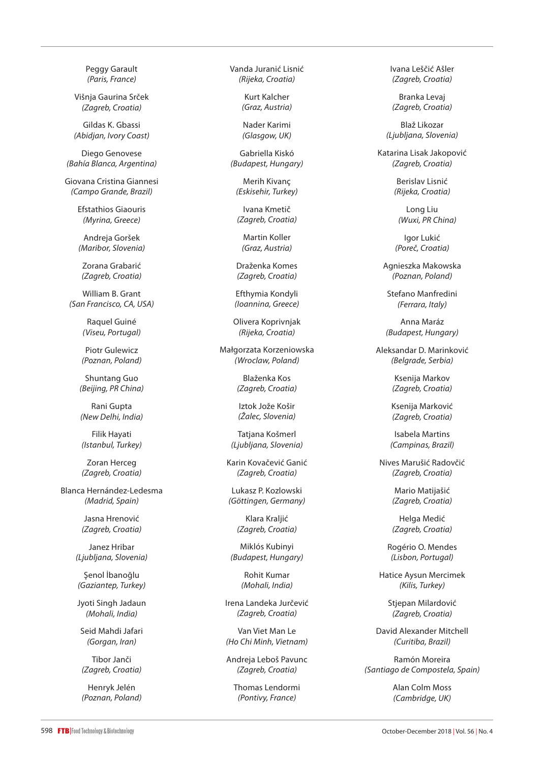Peggy Garault
*(Paris, France)*

Višnja Gaurina Srček
*(Zagreb, Croatia)*

Gildas K. Gbassi
*(Abidjan, Ivory Coast)*

Diego Genovese
*(Bahía Blanca, Argentina)*

Giovana Cristina Giannesi
*(Campo Grande, Brazil)*

Efstathios Giaouris
*(Myrina, Greece)*

Andreja Goršek
*(Maribor, Slovenia)*

Zorana Grabarić
*(Zagreb, Croatia)*

William B. Grant
*(San Francisco, CA, USA)*

Raquel Guiné
*(Viseu, Portugal)*

Piotr Gulewicz
*(Poznan, Poland)*

Shuntang Guo
*(Beijing, PR China)*

Rani Gupta
*(New Delhi, India)*

Filik Hayati
*(Istanbul, Turkey)*

Zoran Herceg
*(Zagreb, Croatia)*

Blanca Hernández-Ledesma
*(Madrid, Spain)*

Jasna Hrenović
*(Zagreb, Croatia)*

Janez Hribar
*(Ljubljana, Slovenia)*

Şenol İbanoğlu
*(Gaziantep, Turkey)*

Jyoti Singh Jadaun
*(Mohali, India)*

Seid Mahdi Jafari
*(Gorgan, Iran)*

Tibor Janči
*(Zagreb, Croatia)*

Henryk Jelén
*(Poznan, Poland)*

Vanda Juranić Lisnić
*(Rijeka, Croatia)*

Kurt Kalcher
*(Graz, Austria)*

Nader Karimi
*(Glasgow, UK)*

Gabriella Kiskó
*(Budapest, Hungary)*

Merih Kivanç
*(Eskisehir, Turkey)*

Ivana Kmetič
*(Zagreb, Croatia)*

Martin Koller
*(Graz, Austria)*

Draženka Komes
*(Zagreb, Croatia)*

Efthymia Kondyli
*(Ioannina, Greece)*

Olivera Koprivnjak
*(Rijeka, Croatia)*

Małgorzata Korzeniowska
*(Wroclaw, Poland)*

Blaženka Kos
*(Zagreb, Croatia)*

Iztok Jože Košir
*(Žalec, Slovenia)*

Tatjana Košmerl
*(Ljubljana, Slovenia)*

Karin Kovačević Ganić
*(Zagreb, Croatia)*

Lukasz P. Kozlowski
*(Göttingen, Germany)*

Klara Kraljić
*(Zagreb, Croatia)*

Miklós Kubinyi
*(Budapest, Hungary)*

Rohit Kumar
*(Mohali, India)*

Irena Landeka Jurčević
*(Zagreb, Croatia)*

Van Viet Man Le
*(Ho Chi Minh, Vietnam)*

Andreja Leboš Pavunc
*(Zagreb, Croatia)*

Thomas Lendormi
*(Pontivy, France)*

Ivana Leščić Ašler
*(Zagreb, Croatia)*

Branka Levaj
*(Zagreb, Croatia)*

Blaž Likozar
*(Ljubljana, Slovenia)*

Katarina Lisak Jakopović
*(Zagreb, Croatia)*

Berislav Lisnić
*(Rijeka, Croatia)*

Long Liu
*(Wuxi, PR China)*

Igor Lukić
*(Poreč, Croatia)*

Agnieszka Makowska
*(Poznan, Poland)*

Stefano Manfredini
*(Ferrara, Italy)*

Anna Maráz
*(Budapest, Hungary)*

Aleksandar D. Marinković
*(Belgrade, Serbia)*

Ksenija Markov
*(Zagreb, Croatia)*

Ksenija Marković
*(Zagreb, Croatia)*

Isabela Martins
*(Campinas, Brazil)*

Nives Marušić Radovčić
*(Zagreb, Croatia)*

Mario Matijašić
*(Zagreb, Croatia)*

Helga Medić
*(Zagreb, Croatia)*

Rogério O. Mendes
*(Lisbon, Portugal)*

Hatice Aysun Mercimek
*(Kilis, Turkey)*

Stjepan Milardović
*(Zagreb, Croatia)*

David Alexander Mitchell
*(Curitiba, Brazil)*

Ramón Moreira
*(Santiago de Compostela, Spain)*

Alan Colm Moss
*(Cambridge, UK)*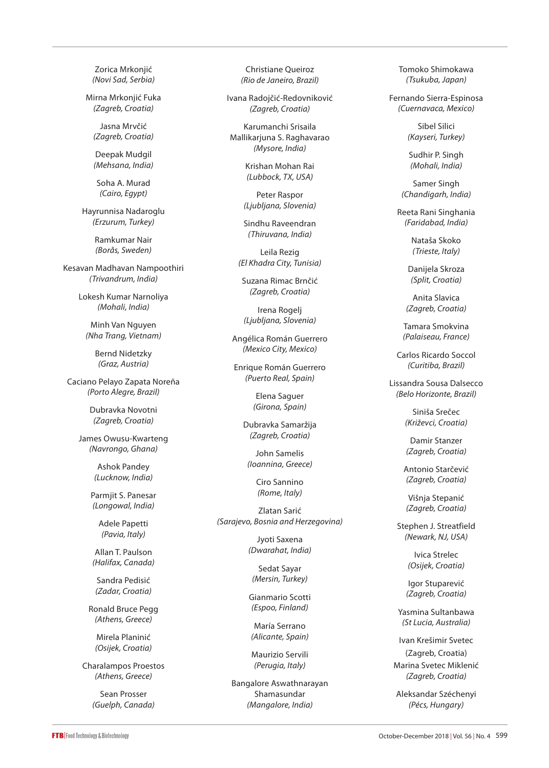Zorica Mrkonjić
*(Novi Sad, Serbia)*

Mirna Mrkonjić Fuka
*(Zagreb, Croatia)*

Jasna Mrvčić
*(Zagreb, Croatia)*

Deepak Mudgil
*(Mehsana, India)*

Soha A. Murad
*(Cairo, Egypt)*

Hayrunnisa Nadaroglu
*(Erzurum, Turkey)*

Ramkumar Nair
*(Borås, Sweden)*

Kesavan Madhavan Nampoothiri
*(Trivandrum, India)*

Lokesh Kumar Narnoliya
*(Mohali, India)*

Minh Van Nguyen
*(Nha Trang, Vietnam)*

Bernd Nidetzky
*(Graz, Austria)*

Caciano Pelayo Zapata Noreña
*(Porto Alegre, Brazil)*

Dubravka Novotni
*(Zagreb, Croatia)*

James Owusu-Kwarteng
*(Navrongo, Ghana)*

Ashok Pandey
*(Lucknow, India)*

Parmjit S. Panesar
*(Longowal, India)*

Adele Papetti
*(Pavia, Italy)*

Allan T. Paulson
*(Halifax, Canada)*

Sandra Pedisić
*(Zadar, Croatia)*

Ronald Bruce Pegg
*(Athens, Greece)*

Mirela Planinić
*(Osijek, Croatia)*

Charalampos Proestos
*(Athens, Greece)*

Sean Prosser
*(Guelph, Canada)*

Christiane Queiroz
*(Rio de Janeiro, Brazil)*

Ivana Radojčić-Redovniković
*(Zagreb, Croatia)*

Karumanchi Srisaila
Mallikarjuna S. Raghavarao
*(Mysore, India)*

Krishan Mohan Rai
*(Lubbock, TX, USA)*

Peter Raspor
*(Ljubljana, Slovenia)*

Sindhu Raveendran
*(Thiruvana, India)*

Leila Rezig
*(El Khadra City, Tunisia)*

Suzana Rimac Brnčić
*(Zagreb, Croatia)*

Irena Rogelj
*(Ljubljana, Slovenia)*

Angélica Román Guerrero
*(Mexico City, Mexico)*

Enrique Román Guerrero
*(Puerto Real, Spain)*

Elena Saguer
*(Girona, Spain)*

Dubravka Samaržija
*(Zagreb, Croatia)*

John Samelis
*(Ioannina, Greece)*

Ciro Sannino
*(Rome, Italy)*

Zlatan Sarić
*(Sarajevo, Bosnia and Herzegovina)*

Jyoti Saxena
*(Dwarahat, India)*

Sedat Sayar
*(Mersin, Turkey)*

Gianmario Scotti
*(Espoo, Finland)*

María Serrano
*(Alicante, Spain)*

Maurizio Servili
*(Perugia, Italy)*

Bangalore Aswathnarayan
Shamasundar
*(Mangalore, India)*

Tomoko Shimokawa
*(Tsukuba, Japan)*

Fernando Sierra-Espinosa
*(Cuernavaca, Mexico)*

Sibel Silici
*(Kayseri, Turkey)*

Sudhir P. Singh
*(Mohali, India)*

Samer Singh
*(Chandigarh, India)*

Reeta Rani Singhania
*(Faridabad, India)*

Nataša Skoko
*(Trieste, Italy)*

Danijela Skroza
*(Split, Croatia)*

Anita Slavica
*(Zagreb, Croatia)*

Tamara Smokvina
*(Palaiseau, France)*

Carlos Ricardo Soccol
*(Curitiba, Brazil)*

Lissandra Sousa Dalsecco
*(Belo Horizonte, Brazil)*

Siniša Srečec
*(Križevci, Croatia)*

Damir Stanzer
*(Zagreb, Croatia)*

Antonio Starčević
*(Zagreb, Croatia)*

Višnja Stepanić
*(Zagreb, Croatia)*

Stephen J. Streatfield
*(Newark, NJ, USA)*

Ivica Strelec
*(Osijek, Croatia)*

Igor Stuparević
*(Zagreb, Croatia)*

Yasmina Sultanbawa
*(St Lucia, Australia)*

Ivan Krešimir Svetec
(Zagreb, Croatia)

Marina Svetec Miklenić
*(Zagreb, Croatia)*

Aleksandar Széchenyi
*(Pécs, Hungary)*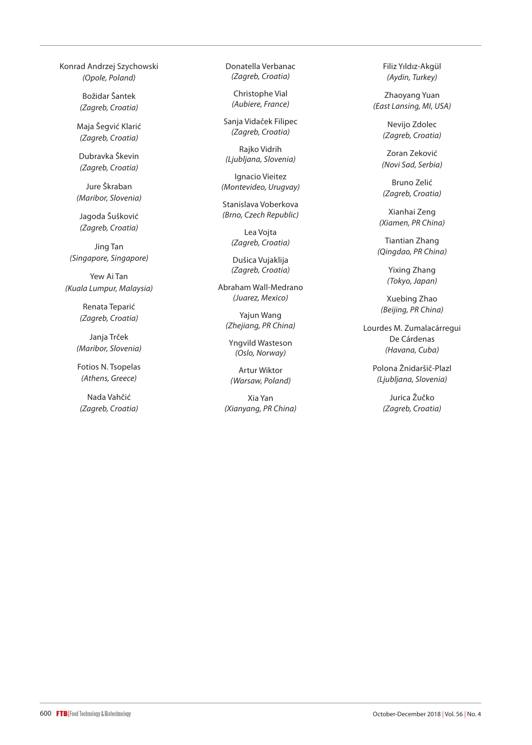Konrad Andrzej Szychowski
*(Opole, Poland)*

Božidar Šantek
*(Zagreb, Croatia)*

Maja Šegvić Klarić
*(Zagreb, Croatia)*

Dubravka Škevin
*(Zagreb, Croatia)*

Jure Škraban
*(Maribor, Slovenia)*

Jagoda Šušković
*(Zagreb, Croatia)*

Jing Tan
*(Singapore, Singapore)*

Yew Ai Tan
*(Kuala Lumpur, Malaysia)*

Renata Teparić
*(Zagreb, Croatia)*

Janja Trček
*(Maribor, Slovenia)*

Fotios N. Tsopelas
*(Athens, Greece)*

Nada Vahčić
*(Zagreb, Croatia)*

Donatella Verbanac
*(Zagreb, Croatia)*

Christophe Vial
*(Aubiere, France)*

Sanja Vidaček Filipec
*(Zagreb, Croatia)*

Rajko Vidrih
*(Ljubljana, Slovenia)*

Ignacio Vieitez
*(Montevideo, Urugvay)*

Stanislava Voberkova
*(Brno, Czech Republic)*

Lea Vojta
*(Zagreb, Croatia)*

Dušica Vujaklija
*(Zagreb, Croatia)*

Abraham Wall-Medrano
*(Juarez, Mexico)*

Yajun Wang
*(Zhejiang, PR China)*

Yngvild Wasteson
*(Oslo, Norway)*

Artur Wiktor
*(Warsaw, Poland)*

Xia Yan
*(Xianyang, PR China)*

Filiz Yıldız-Akgül
*(Aydin, Turkey)*

Zhaoyang Yuan
*(East Lansing, MI, USA)*

Nevijo Zdolec
*(Zagreb, Croatia)*

Zoran Zeković
*(Novi Sad, Serbia)*

Bruno Zelić
*(Zagreb, Croatia)*

Xianhai Zeng
*(Xiamen, PR China)*

Tiantian Zhang
*(Qingdao, PR China)*

Yixing Zhang
*(Tokyo, Japan)*

Xuebing Zhao
*(Beijing, PR China)*

Lourdes M. Zumalacárregui De Cárdenas
*(Havana, Cuba)*

Polona Žnidaršič-Plazl
*(Ljubljana, Slovenia)*

Jurica Žučko
*(Zagreb, Croatia)*